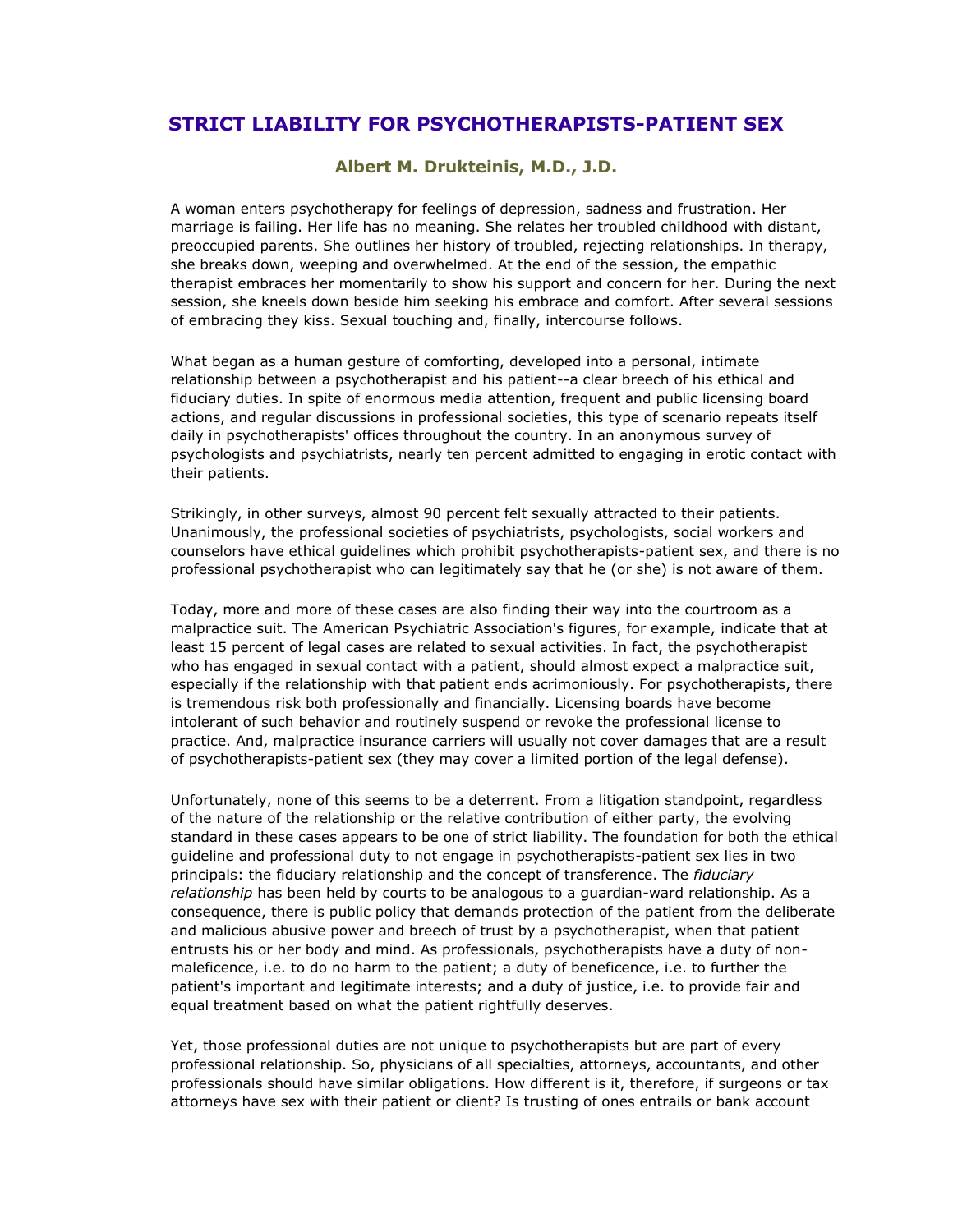# STRICT LIABILITY FOR PSYCHOTHERAPISTS-PATIENT SEX

### Albert M. Drukteinis, M.D., J.D.

A woman enters psychotherapy for feelings of depression, sadness and frustration. Her marriage is failing. Her life has no meaning. She relates her troubled childhood with distant, preoccupied parents. She outlines her history of troubled, rejecting relationships. In therapy, she breaks down, weeping and overwhelmed. At the end of the session, the empathic therapist embraces her momentarily to show his support and concern for her. During the next session, she kneels down beside him seeking his embrace and comfort. After several sessions of embracing they kiss. Sexual touching and, finally, intercourse follows.

What began as a human gesture of comforting, developed into a personal, intimate relationship between a psychotherapist and his patient--a clear breech of his ethical and fiduciary duties. In spite of enormous media attention, frequent and public licensing board actions, and regular discussions in professional societies, this type of scenario repeats itself daily in psychotherapists' offices throughout the country. In an anonymous survey of psychologists and psychiatrists, nearly ten percent admitted to engaging in erotic contact with their patients.

Strikingly, in other surveys, almost 90 percent felt sexually attracted to their patients. Unanimously, the professional societies of psychiatrists, psychologists, social workers and counselors have ethical guidelines which prohibit psychotherapists-patient sex, and there is no professional psychotherapist who can legitimately say that he (or she) is not aware of them.

Today, more and more of these cases are also finding their way into the courtroom as a malpractice suit. The American Psychiatric Association's figures, for example, indicate that at least 15 percent of legal cases are related to sexual activities. In fact, the psychotherapist who has engaged in sexual contact with a patient, should almost expect a malpractice suit, especially if the relationship with that patient ends acrimoniously. For psychotherapists, there is tremendous risk both professionally and financially. Licensing boards have become intolerant of such behavior and routinely suspend or revoke the professional license to practice. And, malpractice insurance carriers will usually not cover damages that are a result of psychotherapists-patient sex (they may cover a limited portion of the legal defense).

Unfortunately, none of this seems to be a deterrent. From a litigation standpoint, regardless of the nature of the relationship or the relative contribution of either party, the evolving standard in these cases appears to be one of strict liability. The foundation for both the ethical guideline and professional duty to not engage in psychotherapists-patient sex lies in two principals: the fiduciary relationship and the concept of transference. The *fiduciary relationship* has been held by courts to be analogous to a guardian-ward relationship. As a consequence, there is public policy that demands protection of the patient from the deliberate and malicious abusive power and breech of trust by a psychotherapist, when that patient entrusts his or her body and mind. As professionals, psychotherapists have a duty of non-maleficence, i.e. to do no harm to the patient; a duty of beneficence, i.e. to further the patient's important and legitimate interests; and a duty of justice, i.e. to provide fair and equal treatment based on what the patient rightfully deserves.

Yet, those professional duties are not unique to psychotherapists but are part of every professional relationship. So, physicians of all specialties, attorneys, accountants, and other professionals should have similar obligations. How different is it, therefore, if surgeons or tax attorneys have sex with their patient or client? Is trusting of ones entrails or bank account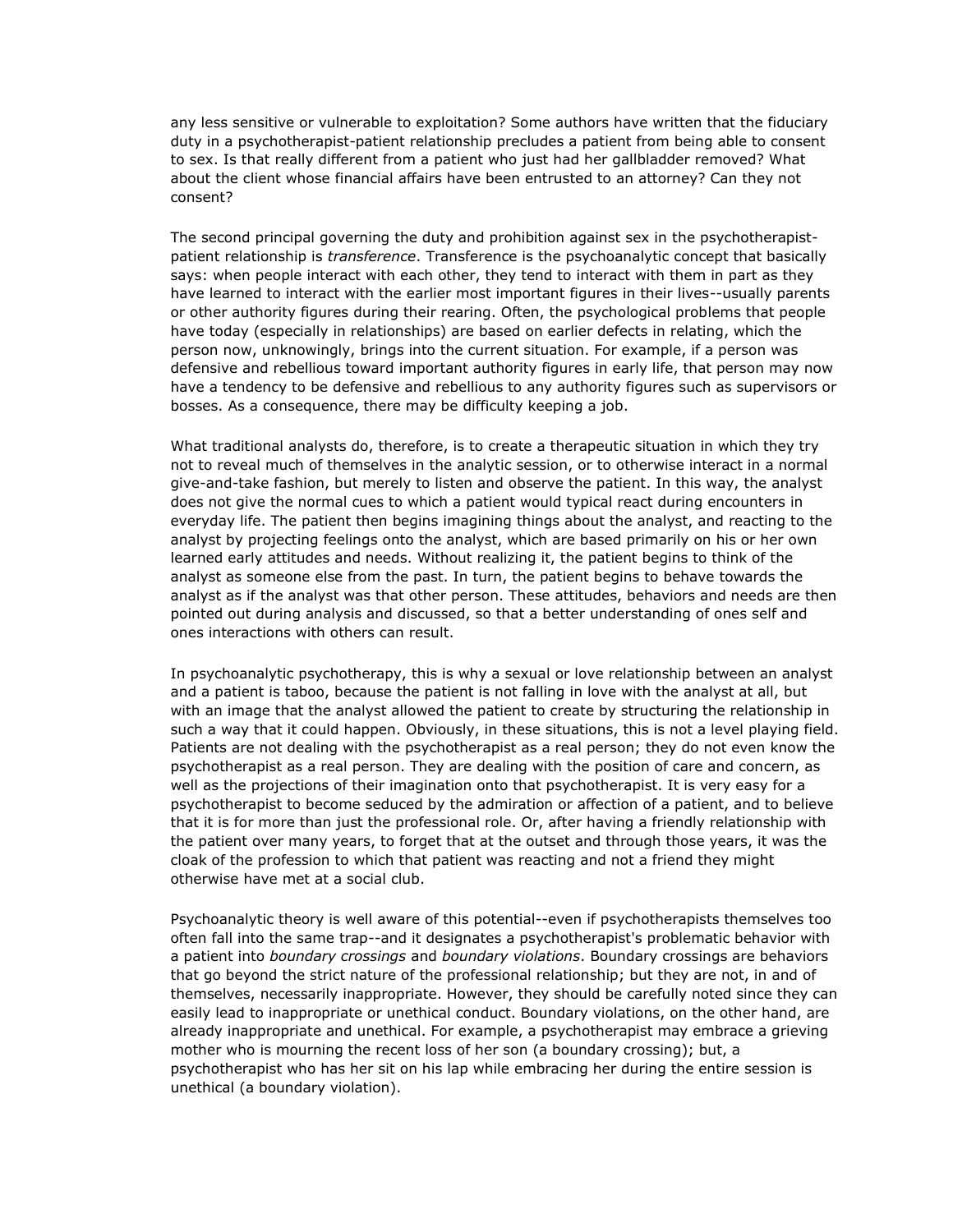any less sensitive or vulnerable to exploitation? Some authors have written that the fiduciary duty in a psychotherapist-patient relationship precludes a patient from being able to consent to sex. Is that really different from a patient who just had her gallbladder removed? What about the client whose financial affairs have been entrusted to an attorney? Can they not consent?

The second principal governing the duty and prohibition against sex in the psychotherapist-patient relationship is *transference*. Transference is the psychoanalytic concept that basically says: when people interact with each other, they tend to interact with them in part as they have learned to interact with the earlier most important figures in their lives--usually parents or other authority figures during their rearing. Often, the psychological problems that people have today (especially in relationships) are based on earlier defects in relating, which the person now, unknowingly, brings into the current situation. For example, if a person was defensive and rebellious toward important authority figures in early life, that person may now have a tendency to be defensive and rebellious to any authority figures such as supervisors or bosses. As a consequence, there may be difficulty keeping a job.

What traditional analysts do, therefore, is to create a therapeutic situation in which they try not to reveal much of themselves in the analytic session, or to otherwise interact in a normal give-and-take fashion, but merely to listen and observe the patient. In this way, the analyst does not give the normal cues to which a patient would typical react during encounters in everyday life. The patient then begins imagining things about the analyst, and reacting to the analyst by projecting feelings onto the analyst, which are based primarily on his or her own learned early attitudes and needs. Without realizing it, the patient begins to think of the analyst as someone else from the past. In turn, the patient begins to behave towards the analyst as if the analyst was that other person. These attitudes, behaviors and needs are then pointed out during analysis and discussed, so that a better understanding of ones self and ones interactions with others can result.

In psychoanalytic psychotherapy, this is why a sexual or love relationship between an analyst and a patient is taboo, because the patient is not falling in love with the analyst at all, but with an image that the analyst allowed the patient to create by structuring the relationship in such a way that it could happen. Obviously, in these situations, this is not a level playing field. Patients are not dealing with the psychotherapist as a real person; they do not even know the psychotherapist as a real person. They are dealing with the position of care and concern, as well as the projections of their imagination onto that psychotherapist. It is very easy for a psychotherapist to become seduced by the admiration or affection of a patient, and to believe that it is for more than just the professional role. Or, after having a friendly relationship with the patient over many years, to forget that at the outset and through those years, it was the cloak of the profession to which that patient was reacting and not a friend they might otherwise have met at a social club.

Psychoanalytic theory is well aware of this potential--even if psychotherapists themselves too often fall into the same trap--and it designates a psychotherapist's problematic behavior with a patient into *boundary crossings* and *boundary violations*. Boundary crossings are behaviors that go beyond the strict nature of the professional relationship; but they are not, in and of themselves, necessarily inappropriate. However, they should be carefully noted since they can easily lead to inappropriate or unethical conduct. Boundary violations, on the other hand, are already inappropriate and unethical. For example, a psychotherapist may embrace a grieving mother who is mourning the recent loss of her son (a boundary crossing); but, a psychotherapist who has her sit on his lap while embracing her during the entire session is unethical (a boundary violation).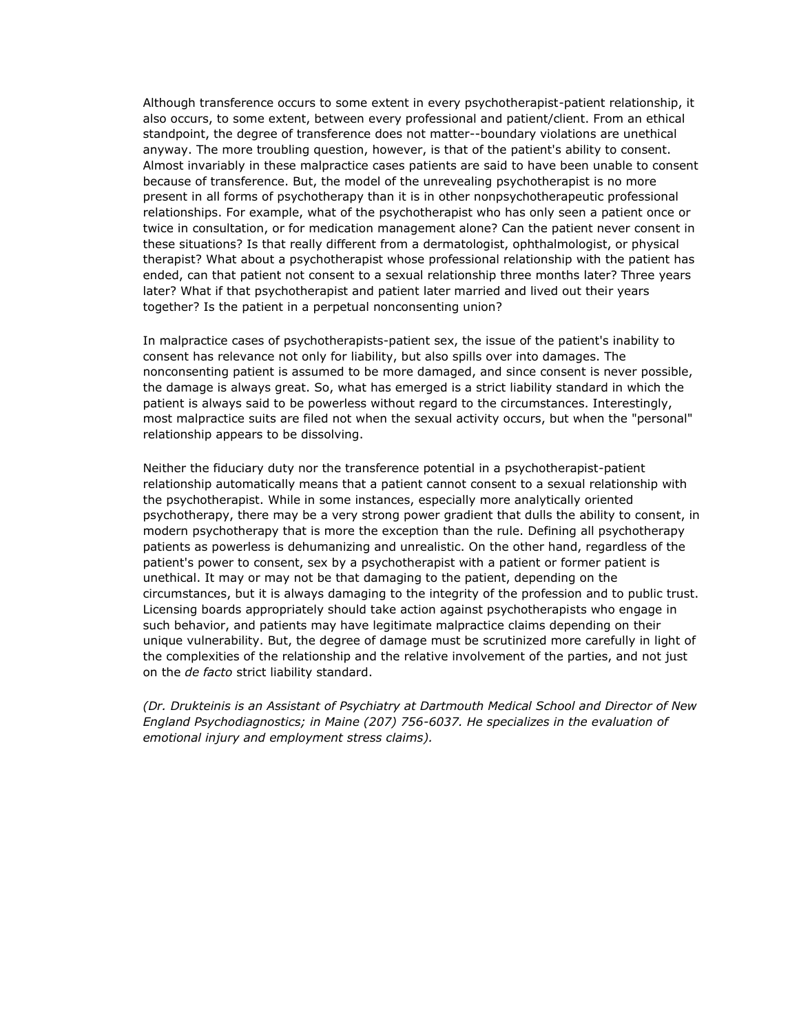Although transference occurs to some extent in every psychotherapist-patient relationship, it also occurs, to some extent, between every professional and patient/client. From an ethical standpoint, the degree of transference does not matter--boundary violations are unethical anyway. The more troubling question, however, is that of the patient's ability to consent. Almost invariably in these malpractice cases patients are said to have been unable to consent because of transference. But, the model of the unrevealing psychotherapist is no more present in all forms of psychotherapy than it is in other nonpsychotherapeutic professional relationships. For example, what of the psychotherapist who has only seen a patient once or twice in consultation, or for medication management alone? Can the patient never consent in these situations? Is that really different from a dermatologist, ophthalmologist, or physical therapist? What about a psychotherapist whose professional relationship with the patient has ended, can that patient not consent to a sexual relationship three months later? Three years later? What if that psychotherapist and patient later married and lived out their years together? Is the patient in a perpetual nonconsenting union?

In malpractice cases of psychotherapists-patient sex, the issue of the patient's inability to consent has relevance not only for liability, but also spills over into damages. The nonconsenting patient is assumed to be more damaged, and since consent is never possible, the damage is always great. So, what has emerged is a strict liability standard in which the patient is always said to be powerless without regard to the circumstances. Interestingly, most malpractice suits are filed not when the sexual activity occurs, but when the "personal" relationship appears to be dissolving.

Neither the fiduciary duty nor the transference potential in a psychotherapist-patient relationship automatically means that a patient cannot consent to a sexual relationship with the psychotherapist. While in some instances, especially more analytically oriented psychotherapy, there may be a very strong power gradient that dulls the ability to consent, in modern psychotherapy that is more the exception than the rule. Defining all psychotherapy patients as powerless is dehumanizing and unrealistic. On the other hand, regardless of the patient's power to consent, sex by a psychotherapist with a patient or former patient is unethical. It may or may not be that damaging to the patient, depending on the circumstances, but it is always damaging to the integrity of the profession and to public trust. Licensing boards appropriately should take action against psychotherapists who engage in such behavior, and patients may have legitimate malpractice claims depending on their unique vulnerability. But, the degree of damage must be scrutinized more carefully in light of the complexities of the relationship and the relative involvement of the parties, and not just on the *de facto* strict liability standard.

*(Dr. Drukteinis is an Assistant of Psychiatry at Dartmouth Medical School and Director of New England Psychodiagnostics; in Maine (207) 756-6037. He specializes in the evaluation of emotional injury and employment stress claims).*